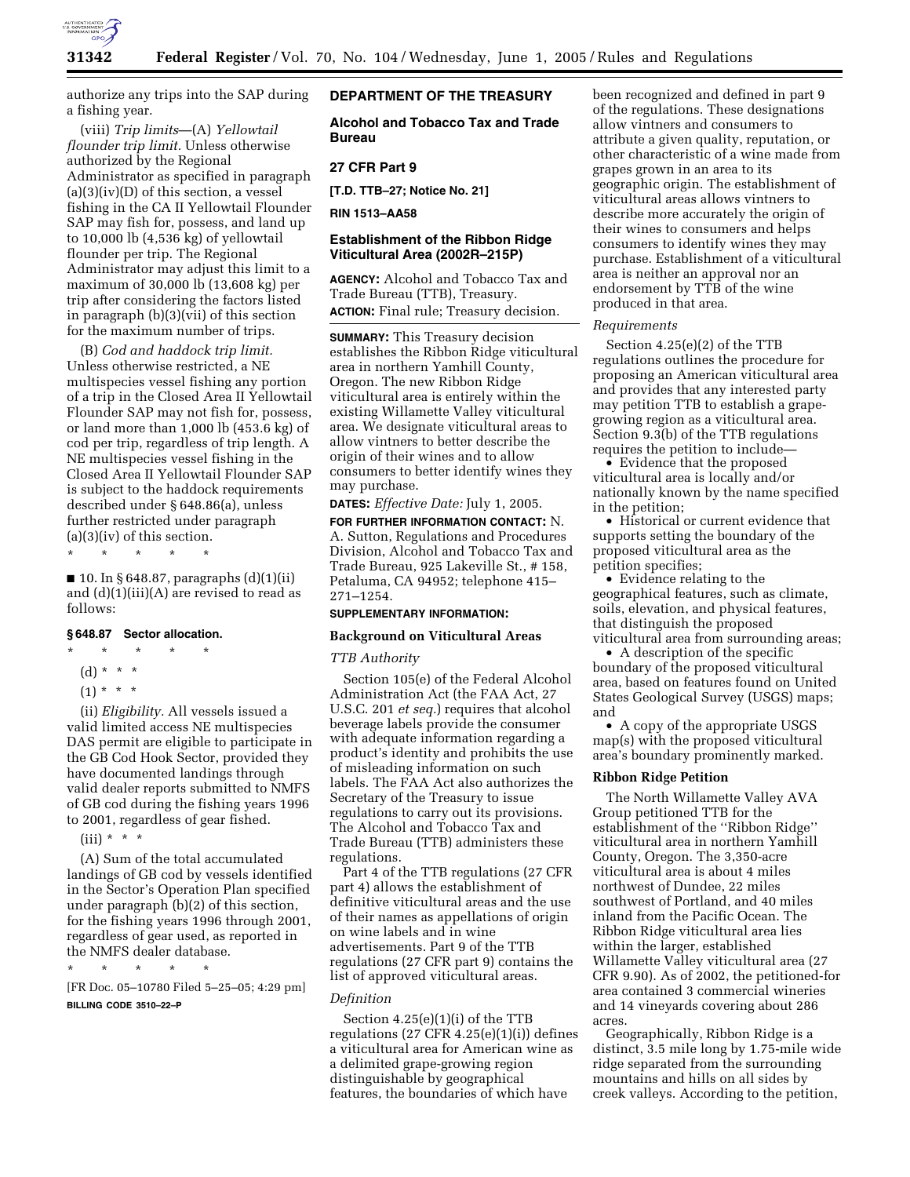authorize any trips into the SAP during a fishing year.

(viii) *Trip limits*—(A) *Yellowtail flounder trip limit.* Unless otherwise authorized by the Regional Administrator as specified in paragraph (a)(3)(iv)(D) of this section, a vessel fishing in the CA II Yellowtail Flounder SAP may fish for, possess, and land up to 10,000 lb (4,536 kg) of yellowtail flounder per trip. The Regional Administrator may adjust this limit to a maximum of 30,000 lb (13,608 kg) per trip after considering the factors listed in paragraph (b)(3)(vii) of this section for the maximum number of trips.

(B) *Cod and haddock trip limit.* Unless otherwise restricted, a NE multispecies vessel fishing any portion of a trip in the Closed Area II Yellowtail Flounder SAP may not fish for, possess, or land more than 1,000 lb (453.6 kg) of cod per trip, regardless of trip length. A NE multispecies vessel fishing in the Closed Area II Yellowtail Flounder SAP is subject to the haddock requirements described under § 648.86(a), unless further restricted under paragraph (a)(3)(iv) of this section.

\* \* \* \* \*

■ 10. In § 648.87, paragraphs (d)(1)(ii) and (d)(1)(iii)(A) are revised to read as follows:

**§ 648.87 Sector allocation.**

\* \* \* \* \*

(d) \* \* \*

(1) \* \* \*

(ii) *Eligibility.* All vessels issued a valid limited access NE multispecies DAS permit are eligible to participate in the GB Cod Hook Sector, provided they have documented landings through valid dealer reports submitted to NMFS of GB cod during the fishing years 1996 to 2001, regardless of gear fished.

(iii) \* \* \*

(A) Sum of the total accumulated landings of GB cod by vessels identified in the Sector's Operation Plan specified under paragraph (b)(2) of this section, for the fishing years 1996 through 2001, regardless of gear used, as reported in the NMFS dealer database.

\* \* \* \* \*

[FR Doc. 05–10780 Filed 5–25–05; 4:29 pm]

**BILLING CODE 3510–22–P**

## DEPARTMENT OF THE TREASURY

### Alcohol and Tobacco Tax and Trade Bureau

### 27 CFR Part 9

**[T.D. TTB–27; Notice No. 21]**

**RIN 1513–AA58**

### Establishment of the Ribbon Ridge Viticultural Area (2002R–215P)

**AGENCY:** Alcohol and Tobacco Tax and Trade Bureau (TTB), Treasury.

**ACTION:** Final rule; Treasury decision.

**SUMMARY:** This Treasury decision establishes the Ribbon Ridge viticultural area in northern Yamhill County, Oregon. The new Ribbon Ridge viticultural area is entirely within the existing Willamette Valley viticultural area. We designate viticultural areas to allow vintners to better describe the origin of their wines and to allow consumers to better identify wines they may purchase.

**DATES:** *Effective Date:* July 1, 2005.

**FOR FURTHER INFORMATION CONTACT:** N. A. Sutton, Regulations and Procedures Division, Alcohol and Tobacco Tax and Trade Bureau, 925 Lakeville St., # 158, Petaluma, CA 94952; telephone 415–271–1254.

**SUPPLEMENTARY INFORMATION:**

### Background on Viticultural Areas

*TTB Authority*

Section 105(e) of the Federal Alcohol Administration Act (the FAA Act, 27 U.S.C. 201 *et seq.*) requires that alcohol beverage labels provide the consumer with adequate information regarding a product's identity and prohibits the use of misleading information on such labels. The FAA Act also authorizes the Secretary of the Treasury to issue regulations to carry out its provisions. The Alcohol and Tobacco Tax and Trade Bureau (TTB) administers these regulations.

Part 4 of the TTB regulations (27 CFR part 4) allows the establishment of definitive viticultural areas and the use of their names as appellations of origin on wine labels and in wine advertisements. Part 9 of the TTB regulations (27 CFR part 9) contains the list of approved viticultural areas.

*Definition*

Section 4.25(e)(1)(i) of the TTB regulations (27 CFR 4.25(e)(1)(i)) defines a viticultural area for American wine as a delimited grape-growing region distinguishable by geographical features, the boundaries of which have been recognized and defined in part 9 of the regulations. These designations allow vintners and consumers to attribute a given quality, reputation, or other characteristic of a wine made from grapes grown in an area to its geographic origin. The establishment of viticultural areas allows vintners to describe more accurately the origin of their wines to consumers and helps consumers to identify wines they may purchase. Establishment of a viticultural area is neither an approval nor an endorsement by TTB of the wine produced in that area.

*Requirements*

Section 4.25(e)(2) of the TTB regulations outlines the procedure for proposing an American viticultural area and provides that any interested party may petition TTB to establish a grape-growing region as a viticultural area. Section 9.3(b) of the TTB regulations requires the petition to include—

- Evidence that the proposed viticultural area is locally and/or nationally known by the name specified in the petition;
- Historical or current evidence that supports setting the boundary of the proposed viticultural area as the petition specifies;
- Evidence relating to the geographical features, such as climate, soils, elevation, and physical features, that distinguish the proposed viticultural area from surrounding areas;
- A description of the specific boundary of the proposed viticultural area, based on features found on United States Geological Survey (USGS) maps; and
- A copy of the appropriate USGS map(s) with the proposed viticultural area's boundary prominently marked.

### Ribbon Ridge Petition

The North Willamette Valley AVA Group petitioned TTB for the establishment of the ''Ribbon Ridge'' viticultural area in northern Yamhill County, Oregon. The 3,350-acre viticultural area is about 4 miles northwest of Dundee, 22 miles southwest of Portland, and 40 miles inland from the Pacific Ocean. The Ribbon Ridge viticultural area lies within the larger, established Willamette Valley viticultural area (27 CFR 9.90). As of 2002, the petitioned-for area contained 3 commercial wineries and 14 vineyards covering about 286 acres.

Geographically, Ribbon Ridge is a distinct, 3.5 mile long by 1.75-mile wide ridge separated from the surrounding mountains and hills on all sides by creek valleys. According to the petition,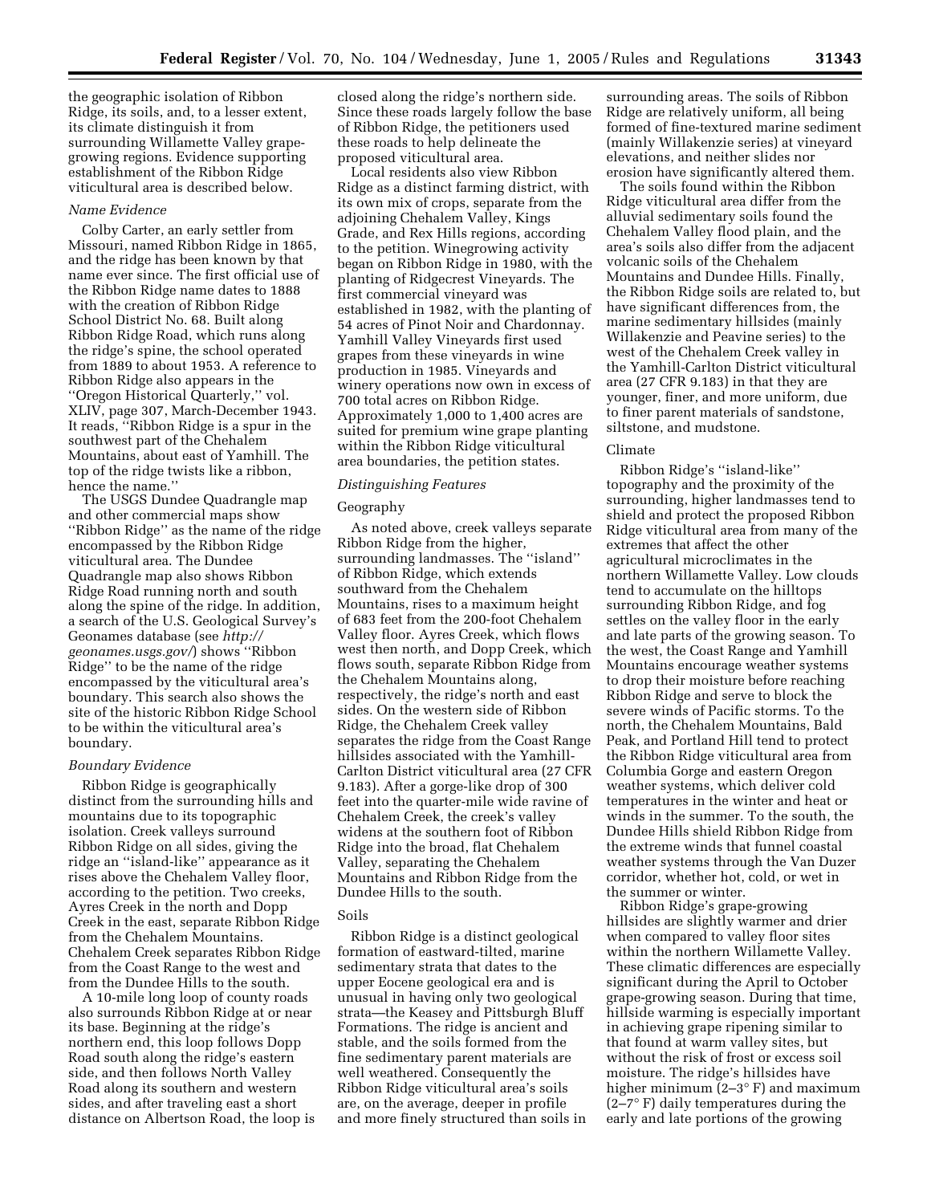the geographic isolation of Ribbon Ridge, its soils, and, to a lesser extent, its climate distinguish it from surrounding Willamette Valley grape-growing regions. Evidence supporting establishment of the Ribbon Ridge viticultural area is described below.

*Name Evidence*

Colby Carter, an early settler from Missouri, named Ribbon Ridge in 1865, and the ridge has been known by that name ever since. The first official use of the Ribbon Ridge name dates to 1888 with the creation of Ribbon Ridge School District No. 68. Built along Ribbon Ridge Road, which runs along the ridge's spine, the school operated from 1889 to about 1953. A reference to Ribbon Ridge also appears in the ''Oregon Historical Quarterly,'' vol. XLIV, page 307, March-December 1943. It reads, ''Ribbon Ridge is a spur in the southwest part of the Chehalem Mountains, about east of Yamhill. The top of the ridge twists like a ribbon, hence the name.''

The USGS Dundee Quadrangle map and other commercial maps show ''Ribbon Ridge'' as the name of the ridge encompassed by the Ribbon Ridge viticultural area. The Dundee Quadrangle map also shows Ribbon Ridge Road running north and south along the spine of the ridge. In addition, a search of the U.S. Geological Survey's Geonames database (see *http://geonames.usgs.gov/*) shows ''Ribbon Ridge'' to be the name of the ridge encompassed by the viticultural area's boundary. This search also shows the site of the historic Ribbon Ridge School to be within the viticultural area's boundary.

*Boundary Evidence*

Ribbon Ridge is geographically distinct from the surrounding hills and mountains due to its topographic isolation. Creek valleys surround Ribbon Ridge on all sides, giving the ridge an ''island-like'' appearance as it rises above the Chehalem Valley floor, according to the petition. Two creeks, Ayres Creek in the north and Dopp Creek in the east, separate Ribbon Ridge from the Chehalem Mountains. Chehalem Creek separates Ribbon Ridge from the Coast Range to the west and from the Dundee Hills to the south.

A 10-mile long loop of county roads also surrounds Ribbon Ridge at or near its base. Beginning at the ridge's northern end, this loop follows Dopp Road south along the ridge's eastern side, and then follows North Valley Road along its southern and western sides, and after traveling east a short distance on Albertson Road, the loop is closed along the ridge's northern side. Since these roads largely follow the base of Ribbon Ridge, the petitioners used these roads to help delineate the proposed viticultural area.

Local residents also view Ribbon Ridge as a distinct farming district, with its own mix of crops, separate from the adjoining Chehalem Valley, Kings Grade, and Rex Hills regions, according to the petition. Winegrowing activity began on Ribbon Ridge in 1980, with the planting of Ridgecrest Vineyards. The first commercial vineyard was established in 1982, with the planting of 54 acres of Pinot Noir and Chardonnay. Yamhill Valley Vineyards first used grapes from these vineyards in wine production in 1985. Vineyards and winery operations now own in excess of 700 total acres on Ribbon Ridge. Approximately 1,000 to 1,400 acres are suited for premium wine grape planting within the Ribbon Ridge viticultural area boundaries, the petition states.

*Distinguishing Features*

Geography

As noted above, creek valleys separate Ribbon Ridge from the higher, surrounding landmasses. The ''island'' of Ribbon Ridge, which extends southward from the Chehalem Mountains, rises to a maximum height of 683 feet from the 200-foot Chehalem Valley floor. Ayres Creek, which flows west then north, and Dopp Creek, which flows south, separate Ribbon Ridge from the Chehalem Mountains along, respectively, the ridge's north and east sides. On the western side of Ribbon Ridge, the Chehalem Creek valley separates the ridge from the Coast Range hillsides associated with the Yamhill-Carlton District viticultural area (27 CFR 9.183). After a gorge-like drop of 300 feet into the quarter-mile wide ravine of Chehalem Creek, the creek's valley widens at the southern foot of Ribbon Ridge into the broad, flat Chehalem Valley, separating the Chehalem Mountains and Ribbon Ridge from the Dundee Hills to the south.

Soils

Ribbon Ridge is a distinct geological formation of eastward-tilted, marine sedimentary strata that dates to the upper Eocene geological era and is unusual in having only two geological strata—the Keasey and Pittsburgh Bluff Formations. The ridge is ancient and stable, and the soils formed from the fine sedimentary parent materials are well weathered. Consequently the Ribbon Ridge viticultural area's soils are, on the average, deeper in profile and more finely structured than soils in surrounding areas. The soils of Ribbon Ridge are relatively uniform, all being formed of fine-textured marine sediment (mainly Willakenzie series) at vineyard elevations, and neither slides nor erosion have significantly altered them.

The soils found within the Ribbon Ridge viticultural area differ from the alluvial sedimentary soils found the Chehalem Valley flood plain, and the area's soils also differ from the adjacent volcanic soils of the Chehalem Mountains and Dundee Hills. Finally, the Ribbon Ridge soils are related to, but have significant differences from, the marine sedimentary hillsides (mainly Willakenzie and Peavine series) to the west of the Chehalem Creek valley in the Yamhill-Carlton District viticultural area (27 CFR 9.183) in that they are younger, finer, and more uniform, due to finer parent materials of sandstone, siltstone, and mudstone.

Climate

Ribbon Ridge's ''island-like'' topography and the proximity of the surrounding, higher landmasses tend to shield and protect the proposed Ribbon Ridge viticultural area from many of the extremes that affect the other agricultural microclimates in the northern Willamette Valley. Low clouds tend to accumulate on the hilltops surrounding Ribbon Ridge, and fog settles on the valley floor in the early and late parts of the growing season. To the west, the Coast Range and Yamhill Mountains encourage weather systems to drop their moisture before reaching Ribbon Ridge and serve to block the severe winds of Pacific storms. To the north, the Chehalem Mountains, Bald Peak, and Portland Hill tend to protect the Ribbon Ridge viticultural area from Columbia Gorge and eastern Oregon weather systems, which deliver cold temperatures in the winter and heat or winds in the summer. To the south, the Dundee Hills shield Ribbon Ridge from the extreme winds that funnel coastal weather systems through the Van Duzer corridor, whether hot, cold, or wet in the summer or winter.

Ribbon Ridge's grape-growing hillsides are slightly warmer and drier when compared to valley floor sites within the northern Willamette Valley. These climatic differences are especially significant during the April to October grape-growing season. During that time, hillside warming is especially important in achieving grape ripening similar to that found at warm valley sites, but without the risk of frost or excess soil moisture. The ridge's hillsides have higher minimum (2–3° F) and maximum (2–7° F) daily temperatures during the early and late portions of the growing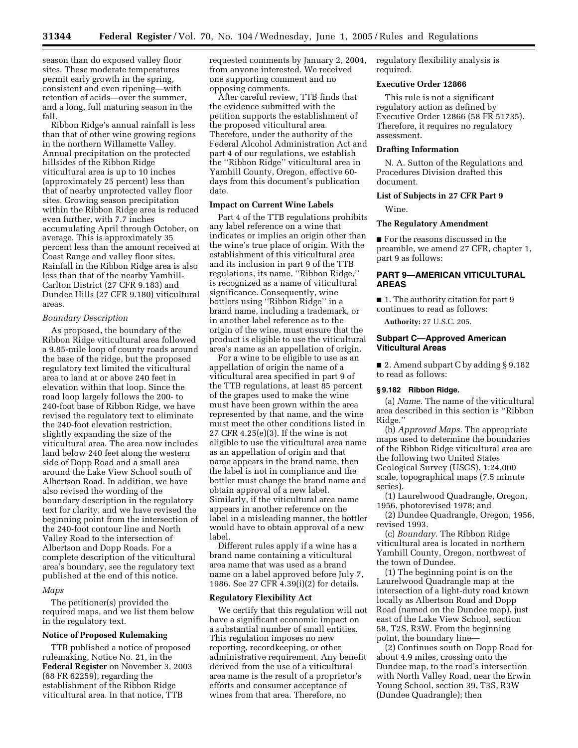season than do exposed valley floor sites. These moderate temperatures permit early growth in the spring, consistent and even ripening—with retention of acids—over the summer, and a long, full maturing season in the fall.

Ribbon Ridge's annual rainfall is less than that of other wine growing regions in the northern Willamette Valley. Annual precipitation on the protected hillsides of the Ribbon Ridge viticultural area is up to 10 inches (approximately 25 percent) less than that of nearby unprotected valley floor sites. Growing season precipitation within the Ribbon Ridge area is reduced even further, with 7.7 inches accumulating April through October, on average. This is approximately 35 percent less than the amount received at Coast Range and valley floor sites. Rainfall in the Ribbon Ridge area is also less than that of the nearby Yamhill-Carlton District (27 CFR 9.183) and Dundee Hills (27 CFR 9.180) viticultural areas.

*Boundary Description*

As proposed, the boundary of the Ribbon Ridge viticultural area followed a 9.85-mile loop of county roads around the base of the ridge, but the proposed regulatory text limited the viticultural area to land at or above 240 feet in elevation within that loop. Since the road loop largely follows the 200- to 240-foot base of Ribbon Ridge, we have revised the regulatory text to eliminate the 240-foot elevation restriction, slightly expanding the size of the viticultural area. The area now includes land below 240 feet along the western side of Dopp Road and a small area around the Lake View School south of Albertson Road. In addition, we have also revised the wording of the boundary description in the regulatory text for clarity, and we have revised the beginning point from the intersection of the 240-foot contour line and North Valley Road to the intersection of Albertson and Dopp Roads. For a complete description of the viticultural area's boundary, see the regulatory text published at the end of this notice.

*Maps*

The petitioner(s) provided the required maps, and we list them below in the regulatory text.

**Notice of Proposed Rulemaking**

TTB published a notice of proposed rulemaking, Notice No. 21, in the **Federal Register** on November 3, 2003 (68 FR 62259), regarding the establishment of the Ribbon Ridge viticultural area. In that notice, TTB requested comments by January 2, 2004, from anyone interested. We received one supporting comment and no opposing comments.

After careful review, TTB finds that the evidence submitted with the petition supports the establishment of the proposed viticultural area. Therefore, under the authority of the Federal Alcohol Administration Act and part 4 of our regulations, we establish the ''Ribbon Ridge'' viticultural area in Yamhill County, Oregon, effective 60-days from this document's publication date.

**Impact on Current Wine Labels**

Part 4 of the TTB regulations prohibits any label reference on a wine that indicates or implies an origin other than the wine's true place of origin. With the establishment of this viticultural area and its inclusion in part 9 of the TTB regulations, its name, ''Ribbon Ridge,'' is recognized as a name of viticultural significance. Consequently, wine bottlers using ''Ribbon Ridge'' in a brand name, including a trademark, or in another label reference as to the origin of the wine, must ensure that the product is eligible to use the viticultural area's name as an appellation of origin.

For a wine to be eligible to use as an appellation of origin the name of a viticultural area specified in part 9 of the TTB regulations, at least 85 percent of the grapes used to make the wine must have been grown within the area represented by that name, and the wine must meet the other conditions listed in 27 CFR 4.25(e)(3). If the wine is not eligible to use the viticultural area name as an appellation of origin and that name appears in the brand name, then the label is not in compliance and the bottler must change the brand name and obtain approval of a new label. Similarly, if the viticultural area name appears in another reference on the label in a misleading manner, the bottler would have to obtain approval of a new label.

Different rules apply if a wine has a brand name containing a viticultural area name that was used as a brand name on a label approved before July 7, 1986. See 27 CFR 4.39(i)(2) for details.

**Regulatory Flexibility Act**

We certify that this regulation will not have a significant economic impact on a substantial number of small entities. This regulation imposes no new reporting, recordkeeping, or other administrative requirement. Any benefit derived from the use of a viticultural area name is the result of a proprietor's efforts and consumer acceptance of wines from that area. Therefore, no regulatory flexibility analysis is required.

**Executive Order 12866**

This rule is not a significant regulatory action as defined by Executive Order 12866 (58 FR 51735). Therefore, it requires no regulatory assessment.

**Drafting Information**

N. A. Sutton of the Regulations and Procedures Division drafted this document.

**List of Subjects in 27 CFR Part 9**

Wine.

**The Regulatory Amendment**

■ For the reasons discussed in the preamble, we amend 27 CFR, chapter 1, part 9 as follows:

## PART 9—AMERICAN VITICULTURAL AREAS

■ 1. The authority citation for part 9 continues to read as follows:

**Authority:** 27 U.S.C. 205.

## Subpart C—Approved American Viticultural Areas

■ 2. Amend subpart C by adding § 9.182 to read as follows:

**§ 9.182 Ribbon Ridge.**

(a) *Name.* The name of the viticultural area described in this section is ''Ribbon Ridge.''

(b) *Approved Maps.* The appropriate maps used to determine the boundaries of the Ribbon Ridge viticultural area are the following two United States Geological Survey (USGS), 1:24,000 scale, topographical maps (7.5 minute series).

(1) Laurelwood Quadrangle, Oregon, 1956, photorevised 1978; and

(2) Dundee Quadrangle, Oregon, 1956, revised 1993.

(c) *Boundary.* The Ribbon Ridge viticultural area is located in northern Yamhill County, Oregon, northwest of the town of Dundee.

(1) The beginning point is on the Laurelwood Quadrangle map at the intersection of a light-duty road known locally as Albertson Road and Dopp Road (named on the Dundee map), just east of the Lake View School, section 58, T2S, R3W. From the beginning point, the boundary line—

(2) Continues south on Dopp Road for about 4.9 miles, crossing onto the Dundee map, to the road's intersection with North Valley Road, near the Erwin Young School, section 39, T3S, R3W (Dundee Quadrangle); then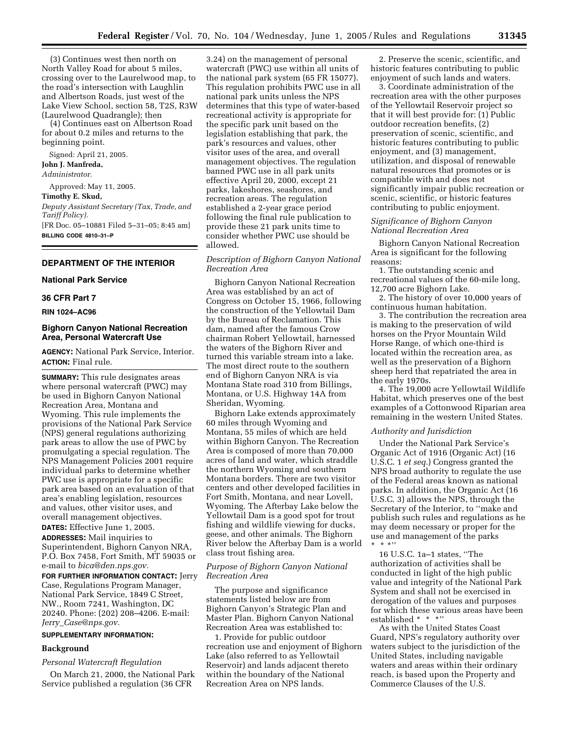(3) Continues west then north on North Valley Road for about 5 miles, crossing over to the Laurelwood map, to the road's intersection with Laughlin and Albertson Roads, just west of the Lake View School, section 58, T2S, R3W (Laurelwood Quadrangle); then

(4) Continues east on Albertson Road for about 0.2 miles and returns to the beginning point.

Signed: April 21, 2005.

**John J. Manfreda,**

*Administrator.*

Approved: May 11, 2005.

**Timothy E. Skud,**

*Deputy Assistant Secretary (Tax, Trade, and Tariff Policy).*

[FR Doc. 05–10881 Filed 5–31–05; 8:45 am]

**BILLING CODE 4810–31–P**

---

## DEPARTMENT OF THE INTERIOR

### National Park Service

### 36 CFR Part 7

**RIN 1024–AC96**

### Bighorn Canyon National Recreation Area, Personal Watercraft Use

**AGENCY:** National Park Service, Interior.

**ACTION:** Final rule.

**SUMMARY:** This rule designates areas where personal watercraft (PWC) may be used in Bighorn Canyon National Recreation Area, Montana and Wyoming. This rule implements the provisions of the National Park Service (NPS) general regulations authorizing park areas to allow the use of PWC by promulgating a special regulation. The NPS Management Policies 2001 require individual parks to determine whether PWC use is appropriate for a specific park area based on an evaluation of that area's enabling legislation, resources and values, other visitor uses, and overall management objectives.

**DATES:** Effective June 1, 2005.

**ADDRESSES:** Mail inquiries to Superintendent, Bighorn Canyon NRA, P.O. Box 7458, Fort Smith, MT 59035 or e-mail to *bica@den.nps.gov.*

**FOR FURTHER INFORMATION CONTACT:** Jerry Case, Regulations Program Manager, National Park Service, 1849 C Street, NW., Room 7241, Washington, DC 20240. Phone: (202) 208–4206. E-mail: *Jerry_Case@nps.gov.*

**SUPPLEMENTARY INFORMATION:**

#### Background

*Personal Watercraft Regulation*

On March 21, 2000, the National Park Service published a regulation (36 CFR 3.24) on the management of personal watercraft (PWC) use within all units of the national park system (65 FR 15077). This regulation prohibits PWC use in all national park units unless the NPS determines that this type of water-based recreational activity is appropriate for the specific park unit based on the legislation establishing that park, the park's resources and values, other visitor uses of the area, and overall management objectives. The regulation banned PWC use in all park units effective April 20, 2000, except 21 parks, lakeshores, seashores, and recreation areas. The regulation established a 2-year grace period following the final rule publication to provide these 21 park units time to consider whether PWC use should be allowed.

*Description of Bighorn Canyon National Recreation Area*

Bighorn Canyon National Recreation Area was established by an act of Congress on October 15, 1966, following the construction of the Yellowtail Dam by the Bureau of Reclamation. This dam, named after the famous Crow chairman Robert Yellowtail, harnessed the waters of the Bighorn River and turned this variable stream into a lake. The most direct route to the southern end of Bighorn Canyon NRA is via Montana State road 310 from Billings, Montana, or U.S. Highway 14A from Sheridan, Wyoming.

Bighorn Lake extends approximately 60 miles through Wyoming and Montana, 55 miles of which are held within Bighorn Canyon. The Recreation Area is composed of more than 70,000 acres of land and water, which straddle the northern Wyoming and southern Montana borders. There are two visitor centers and other developed facilities in Fort Smith, Montana, and near Lovell, Wyoming. The Afterbay Lake below the Yellowtail Dam is a good spot for trout fishing and wildlife viewing for ducks, geese, and other animals. The Bighorn River below the Afterbay Dam is a world class trout fishing area.

*Purpose of Bighorn Canyon National Recreation Area*

The purpose and significance statements listed below are from Bighorn Canyon's Strategic Plan and Master Plan. Bighorn Canyon National Recreation Area was established to:

1. Provide for public outdoor recreation use and enjoyment of Bighorn Lake (also referred to as Yellowtail Reservoir) and lands adjacent thereto within the boundary of the National Recreation Area on NPS lands.

2. Preserve the scenic, scientific, and historic features contributing to public enjoyment of such lands and waters.

3. Coordinate administration of the recreation area with the other purposes of the Yellowtail Reservoir project so that it will best provide for: (1) Public outdoor recreation benefits, (2) preservation of scenic, scientific, and historic features contributing to public enjoyment, and (3) management, utilization, and disposal of renewable natural resources that promotes or is compatible with and does not significantly impair public recreation or scenic, scientific, or historic features contributing to public enjoyment.

*Significance of Bighorn Canyon National Recreation Area*

Bighorn Canyon National Recreation Area is significant for the following reasons:

1. The outstanding scenic and recreational values of the 60-mile long, 12,700 acre Bighorn Lake.

2. The history of over 10,000 years of continuous human habitation.

3. The contribution the recreation area is making to the preservation of wild horses on the Pryor Mountain Wild Horse Range, of which one-third is located within the recreation area, as well as the preservation of a Bighorn sheep herd that repatriated the area in the early 1970s.

4. The 19,000 acre Yellowtail Wildlife Habitat, which preserves one of the best examples of a Cottonwood Riparian area remaining in the western United States.

*Authority and Jurisdiction*

Under the National Park Service's Organic Act of 1916 (Organic Act) (16 U.S.C. 1 *et seq.*) Congress granted the NPS broad authority to regulate the use of the Federal areas known as national parks. In addition, the Organic Act (16 U.S.C. 3) allows the NPS, through the Secretary of the Interior, to ''make and publish such rules and regulations as he may deem necessary or proper for the use and management of the parks * * *''

16 U.S.C. 1a–1 states, ''The authorization of activities shall be conducted in light of the high public value and integrity of the National Park System and shall not be exercised in derogation of the values and purposes for which these various areas have been established * * *''

As with the United States Coast Guard, NPS's regulatory authority over waters subject to the jurisdiction of the United States, including navigable waters and areas within their ordinary reach, is based upon the Property and Commerce Clauses of the U.S.